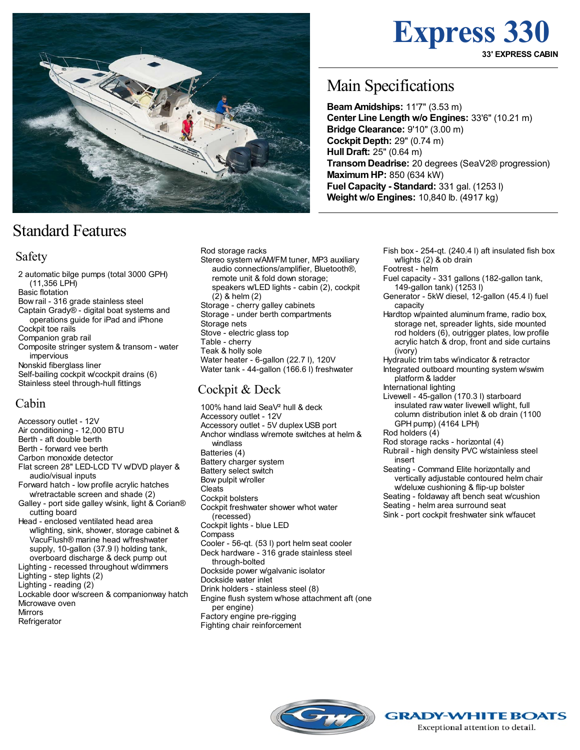# Express 330

**33' EXPRESS CABIN**

## Main Specifications

**Beam Amidships:** 11'7" (3.53 m)
**Center Line Length w/o Engines:** 33'6" (10.21 m)
**Bridge Clearance:** 9'10" (3.00 m)
**Cockpit Depth:** 29" (0.74 m)
**Hull Draft:** 25" (0.64 m)
**Transom Deadrise:** 20 degrees (SeaV2® progression)
**Maximum HP:** 850 (634 kW)
**Fuel Capacity - Standard:** 331 gal. (1253 l)
**Weight w/o Engines:** 10,840 lb. (4917 kg)

## Standard Features

### Safety

- 2 automatic bilge pumps (total 3000 GPH) (11,356 LPH)
- Basic flotation
- Bow rail - 316 grade stainless steel
- Captain Grady® - digital boat systems and operations guide for iPad and iPhone
- Cockpit toe rails
- Companion grab rail
- Composite stringer system & transom - water impervious
- Nonskid fiberglass liner
- Self-bailing cockpit w/cockpit drains (6)
- Stainless steel through-hull fittings

### Cabin

- Accessory outlet - 12V
- Air conditioning - 12,000 BTU
- Berth - aft double berth
- Berth - forward vee berth
- Carbon monoxide detector
- Flat screen 28" LED-LCD TV w/DVD player & audio/visual inputs
- Forward hatch - low profile acrylic hatches w/retractable screen and shade (2)
- Galley - port side galley w/sink, light & Corian® cutting board
- Head - enclosed ventilated head area w/lighting, sink, shower, storage cabinet & VacuFlush® marine head w/freshwater supply, 10-gallon (37.9 l) holding tank, overboard discharge & deck pump out
- Lighting - recessed throughout w/dimmers
- Lighting - step lights (2)
- Lighting - reading (2)
- Lockable door w/screen & companionway hatch
- Microwave oven
- Mirrors
- Refrigerator
- Rod storage racks
- Stereo system w/AM/FM tuner, MP3 auxiliary audio connections/amplifier, Bluetooth®, remote unit & fold down storage; speakers w/LED lights - cabin (2), cockpit (2) & helm (2)
- Storage - cherry galley cabinets
- Storage - under berth compartments
- Storage nets
- Stove - electric glass top
- Table - cherry
- Teak & holly sole
- Water heater - 6-gallon (22.7 l), 120V
- Water tank - 44-gallon (166.6 l) freshwater

### Cockpit & Deck

- 100% hand laid SeaV² hull & deck
- Accessory outlet - 12V
- Accessory outlet - 5V duplex USB port
- Anchor windlass w/remote switches at helm & windlass
- Batteries (4)
- Battery charger system
- Battery select switch
- Bow pulpit w/roller
- Cleats
- Cockpit bolsters
- Cockpit freshwater shower w/hot water (recessed)
- Cockpit lights - blue LED
- Compass
- Cooler - 56-qt. (53 l) port helm seat cooler
- Deck hardware - 316 grade stainless steel through-bolted
- Dockside power w/galvanic isolator
- Dockside water inlet
- Drink holders - stainless steel (8)
- Engine flush system w/hose attachment aft (one per engine)
- Factory engine pre-rigging
- Fighting chair reinforcement
- Fish box - 254-qt. (240.4 l) aft insulated fish box w/lights (2) & ob drain
- Footrest - helm
- Fuel capacity - 331 gallons (182-gallon tank, 149-gallon tank) (1253 l)
- Generator - 5kW diesel, 12-gallon (45.4 l) fuel capacity
- Hardtop w/painted aluminum frame, radio box, storage net, spreader lights, side mounted rod holders (6), outrigger plates, low profile acrylic hatch & drop, front and side curtains (ivory)
- Hydraulic trim tabs w/indicator & retractor
- Integrated outboard mounting system w/swim platform & ladder
- International lighting
- Livewell - 45-gallon (170.3 l) starboard insulated raw water livewell w/light, full column distribution inlet & ob drain (1100 GPH pump) (4164 LPH)
- Rod holders (4)
- Rod storage racks - horizontal (4)
- Rubrail - high density PVC w/stainless steel insert
- Seating - Command Elite horizontally and vertically adjustable contoured helm chair w/deluxe cushioning & flip-up bolster
- Seating - foldaway aft bench seat w/cushion
- Seating - helm area surround seat
- Sink - port cockpit freshwater sink w/faucet

GRADY-WHITE BOATS
Exceptional attention to detail.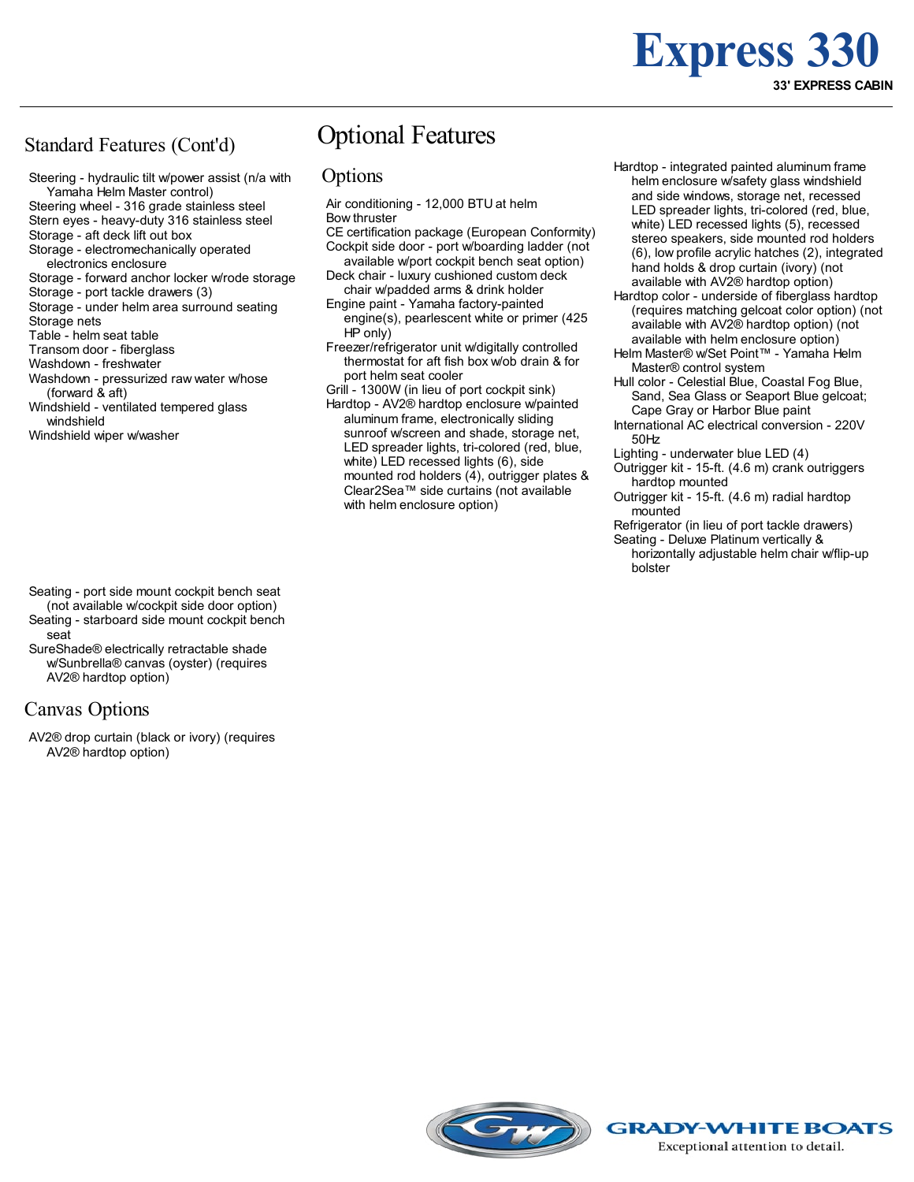# Express 330

**33' EXPRESS CABIN**

## Standard Features (Cont'd)

- Steering - hydraulic tilt w/power assist (n/a with Yamaha Helm Master control)
- Steering wheel - 316 grade stainless steel
- Stern eyes - heavy-duty 316 stainless steel
- Storage - aft deck lift out box
- Storage - electromechanically operated electronics enclosure
- Storage - forward anchor locker w/rode storage
- Storage - port tackle drawers (3)
- Storage - under helm area surround seating
- Storage nets
- Table - helm seat table
- Transom door - fiberglass
- Washdown - freshwater
- Washdown - pressurized raw water w/hose (forward & aft)
- Windshield - ventilated tempered glass windshield
- Windshield wiper w/washer

# Optional Features

## Options

- Air conditioning - 12,000 BTU at helm
- Bow thruster
- CE certification package (European Conformity)
- Cockpit side door - port w/boarding ladder (not available w/port cockpit bench seat option)
- Deck chair - luxury cushioned custom deck chair w/padded arms & drink holder
- Engine paint - Yamaha factory-painted engine(s), pearlescent white or primer (425 HP only)
- Freezer/refrigerator unit w/digitally controlled thermostat for aft fish box w/ob drain & for port helm seat cooler
- Grill - 1300W (in lieu of port cockpit sink)
- Hardtop - AV2® hardtop enclosure w/painted aluminum frame, electronically sliding sunroof w/screen and shade, storage net, LED spreader lights, tri-colored (red, blue, white) LED recessed lights (6), side mounted rod holders (4), outrigger plates & Clear2Sea™ side curtains (not available with helm enclosure option)
- Hardtop - integrated painted aluminum frame helm enclosure w/safety glass windshield and side windows, storage net, recessed LED spreader lights, tri-colored (red, blue, white) LED recessed lights (5), recessed stereo speakers, side mounted rod holders (6), low profile acrylic hatches (2), integrated hand holds & drop curtain (ivory) (not available with AV2® hardtop option)
- Hardtop color - underside of fiberglass hardtop (requires matching gelcoat color option) (not available with AV2® hardtop option) (not available with helm enclosure option)
- Helm Master® w/Set Point™ - Yamaha Helm Master® control system
- Hull color - Celestial Blue, Coastal Fog Blue, Sand, Sea Glass or Seaport Blue gelcoat; Cape Gray or Harbor Blue paint
- International AC electrical conversion - 220V 50Hz
- Lighting - underwater blue LED (4)
- Outrigger kit - 15-ft. (4.6 m) crank outriggers hardtop mounted
- Outrigger kit - 15-ft. (4.6 m) radial hardtop mounted
- Refrigerator (in lieu of port tackle drawers)
- Seating - Deluxe Platinum vertically & horizontally adjustable helm chair w/flip-up bolster
- Seating - port side mount cockpit bench seat (not available w/cockpit side door option)
- Seating - starboard side mount cockpit bench seat
- SureShade® electrically retractable shade w/Sunbrella® canvas (oyster) (requires AV2® hardtop option)

## Canvas Options

- AV2® drop curtain (black or ivory) (requires AV2® hardtop option)

GRADY-WHITE BOATS

Exceptional attention to detail.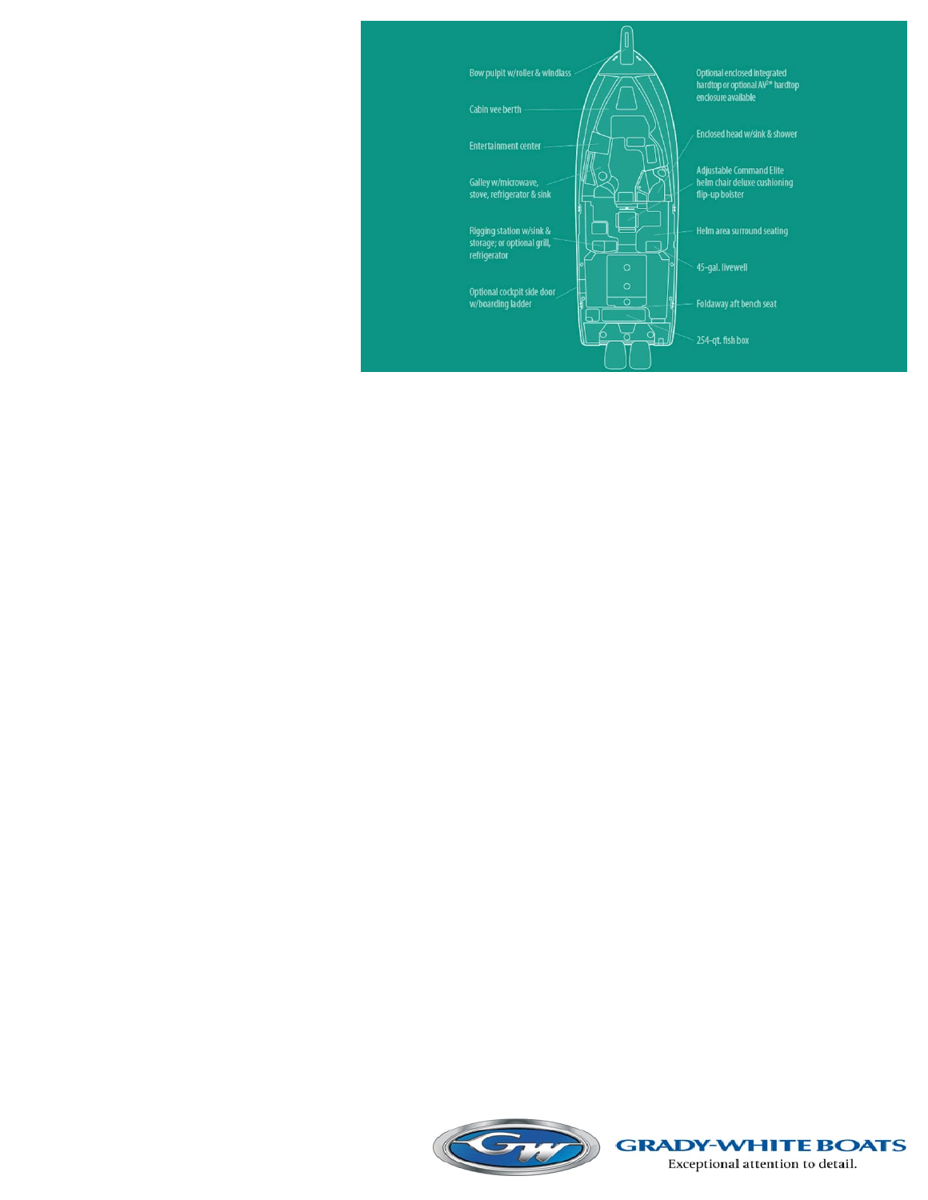Bow pulpit w/roller & windlass

Cabin vee berth

Entertainment center

Galley w/microwave, stove, refrigerator & sink

Rigging station w/sink & storage; or optional grill, refrigerator

Optional cockpit side door w/boarding ladder

Optional enclosed integrated hardtop or optional AV[®] hardtop enclosure available

Enclosed head w/sink & shower

Adjustable Command Elite helm chair deluxe cushioning flip-up bolster

Helm area surround seating

45-gal. livewell

Foldaway aft bench seat

254-qt. fish box

GRADY-WHITE BOATS

Exceptional attention to detail.